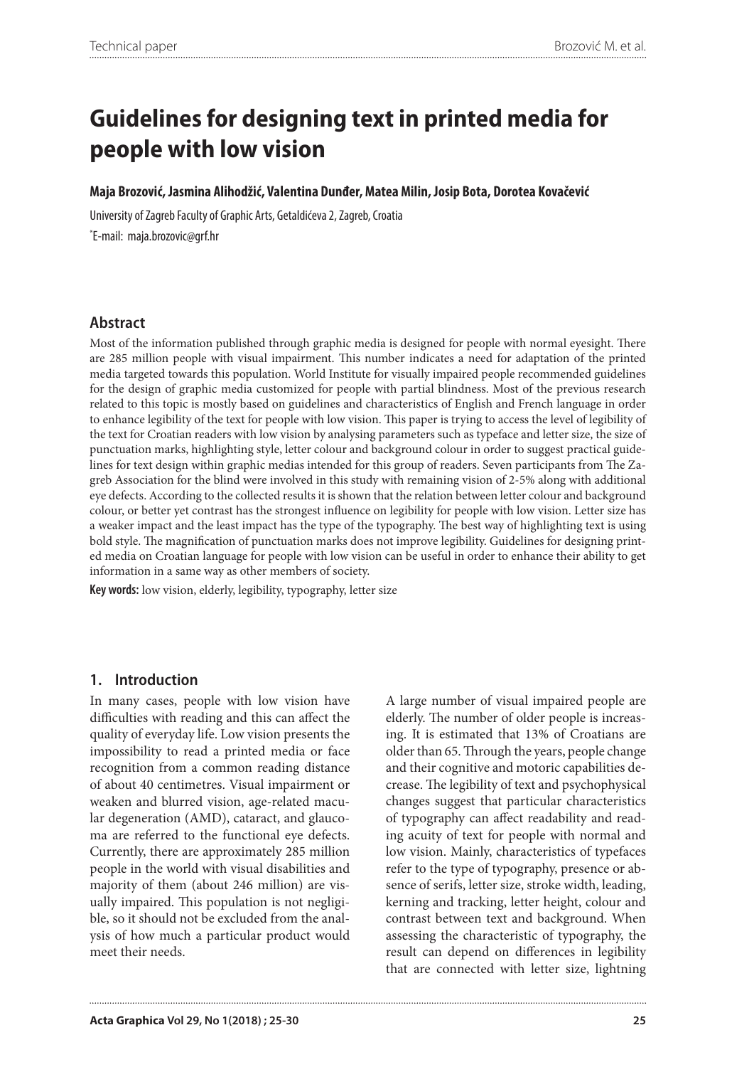# Guidelines for designing text in printed media for people with low vision

**Maja Brozović, Jasmina Alihodžić, Valentina Dunđer, Matea Milin, Josip Bota, Dorotea Kovačević**

University of Zagreb Faculty of Graphic Arts, Getaldićeva 2, Zagreb, Croatia

*E-mail: maja.brozovic@grf.hr

## Abstract

Most of the information published through graphic media is designed for people with normal eyesight. There are 285 million people with visual impairment. This number indicates a need for adaptation of the printed media targeted towards this population. World Institute for visually impaired people recommended guidelines for the design of graphic media customized for people with partial blindness. Most of the previous research related to this topic is mostly based on guidelines and characteristics of English and French language in order to enhance legibility of the text for people with low vision. This paper is trying to access the level of legibility of the text for Croatian readers with low vision by analysing parameters such as typeface and letter size, the size of punctuation marks, highlighting style, letter colour and background colour in order to suggest practical guidelines for text design within graphic medias intended for this group of readers. Seven participants from The Zagreb Association for the blind were involved in this study with remaining vision of 2-5% along with additional eye defects. According to the collected results it is shown that the relation between letter colour and background colour, or better yet contrast has the strongest influence on legibility for people with low vision. Letter size has a weaker impact and the least impact has the type of the typography. The best way of highlighting text is using bold style. The magnification of punctuation marks does not improve legibility. Guidelines for designing printed media on Croatian language for people with low vision can be useful in order to enhance their ability to get information in a same way as other members of society.

**Key words:** low vision, elderly, legibility, typography, letter size

## 1. Introduction

In many cases, people with low vision have difficulties with reading and this can affect the quality of everyday life. Low vision presents the impossibility to read a printed media or face recognition from a common reading distance of about 40 centimetres. Visual impairment or weaken and blurred vision, age-related macular degeneration (AMD), cataract, and glaucoma are referred to the functional eye defects. Currently, there are approximately 285 million people in the world with visual disabilities and majority of them (about 246 million) are visually impaired. This population is not negligible, so it should not be excluded from the analysis of how much a particular product would meet their needs.

A large number of visual impaired people are elderly. The number of older people is increasing. It is estimated that 13% of Croatians are older than 65. Through the years, people change and their cognitive and motoric capabilities decrease. The legibility of text and psychophysical changes suggest that particular characteristics of typography can affect readability and reading acuity of text for people with normal and low vision. Mainly, characteristics of typefaces refer to the type of typography, presence or absence of serifs, letter size, stroke width, leading, kerning and tracking, letter height, colour and contrast between text and background. When assessing the characteristic of typography, the result can depend on differences in legibility that are connected with letter size, lightning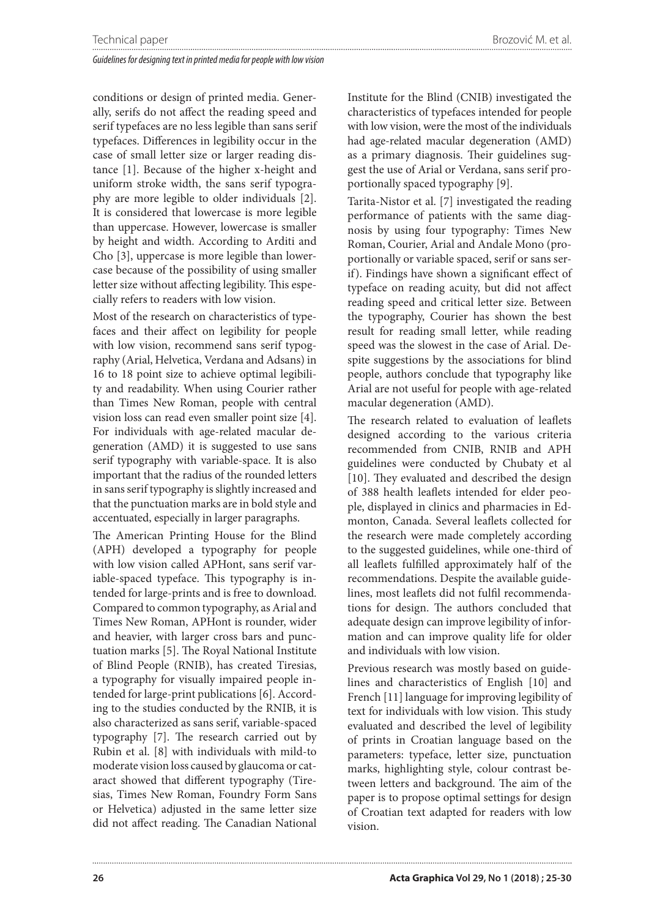conditions or design of printed media. Generally, serifs do not affect the reading speed and serif typefaces are no less legible than sans serif typefaces. Differences in legibility occur in the case of small letter size or larger reading distance [1]. Because of the higher x-height and uniform stroke width, the sans serif typography are more legible to older individuals [2]. It is considered that lowercase is more legible than uppercase. However, lowercase is smaller by height and width. According to Arditi and Cho [3], uppercase is more legible than lowercase because of the possibility of using smaller letter size without affecting legibility. This especially refers to readers with low vision.

Most of the research on characteristics of typefaces and their affect on legibility for people with low vision, recommend sans serif typography (Arial, Helvetica, Verdana and Adsans) in 16 to 18 point size to achieve optimal legibility and readability. When using Courier rather than Times New Roman, people with central vision loss can read even smaller point size [4]. For individuals with age-related macular degeneration (AMD) it is suggested to use sans serif typography with variable-space. It is also important that the radius of the rounded letters in sans serif typography is slightly increased and that the punctuation marks are in bold style and accentuated, especially in larger paragraphs.

The American Printing House for the Blind (APH) developed a typography for people with low vision called APHont, sans serif variable-spaced typeface. This typography is intended for large-prints and is free to download. Compared to common typography, as Arial and Times New Roman, APHont is rounder, wider and heavier, with larger cross bars and punctuation marks [5]. The Royal National Institute of Blind People (RNIB), has created Tiresias, a typography for visually impaired people intended for large-print publications [6]. According to the studies conducted by the RNIB, it is also characterized as sans serif, variable-spaced typography [7]. The research carried out by Rubin et al. [8] with individuals with mild-to moderate vision loss caused by glaucoma or cataract showed that different typography (Tiresias, Times New Roman, Foundry Form Sans or Helvetica) adjusted in the same letter size did not affect reading. The Canadian National Institute for the Blind (CNIB) investigated the characteristics of typefaces intended for people with low vision, were the most of the individuals had age-related macular degeneration (AMD) as a primary diagnosis. Their guidelines suggest the use of Arial or Verdana, sans serif proportionally spaced typography [9].

Tarita-Nistor et al. [7] investigated the reading performance of patients with the same diagnosis by using four typography: Times New Roman, Courier, Arial and Andale Mono (proportionally or variable spaced, serif or sans serif). Findings have shown a significant effect of typeface on reading acuity, but did not affect reading speed and critical letter size. Between the typography, Courier has shown the best result for reading small letter, while reading speed was the slowest in the case of Arial. Despite suggestions by the associations for blind people, authors conclude that typography like Arial are not useful for people with age-related macular degeneration (AMD).

The research related to evaluation of leaflets designed according to the various criteria recommended from CNIB, RNIB and APH guidelines were conducted by Chubaty et al [10]. They evaluated and described the design of 388 health leaflets intended for elder people, displayed in clinics and pharmacies in Edmonton, Canada. Several leaflets collected for the research were made completely according to the suggested guidelines, while one-third of all leaflets fulfilled approximately half of the recommendations. Despite the available guidelines, most leaflets did not fulfil recommendations for design. The authors concluded that adequate design can improve legibility of information and can improve quality life for older and individuals with low vision.

Previous research was mostly based on guidelines and characteristics of English [10] and French [11] language for improving legibility of text for individuals with low vision. This study evaluated and described the level of legibility of prints in Croatian language based on the parameters: typeface, letter size, punctuation marks, highlighting style, colour contrast between letters and background. The aim of the paper is to propose optimal settings for design of Croatian text adapted for readers with low vision.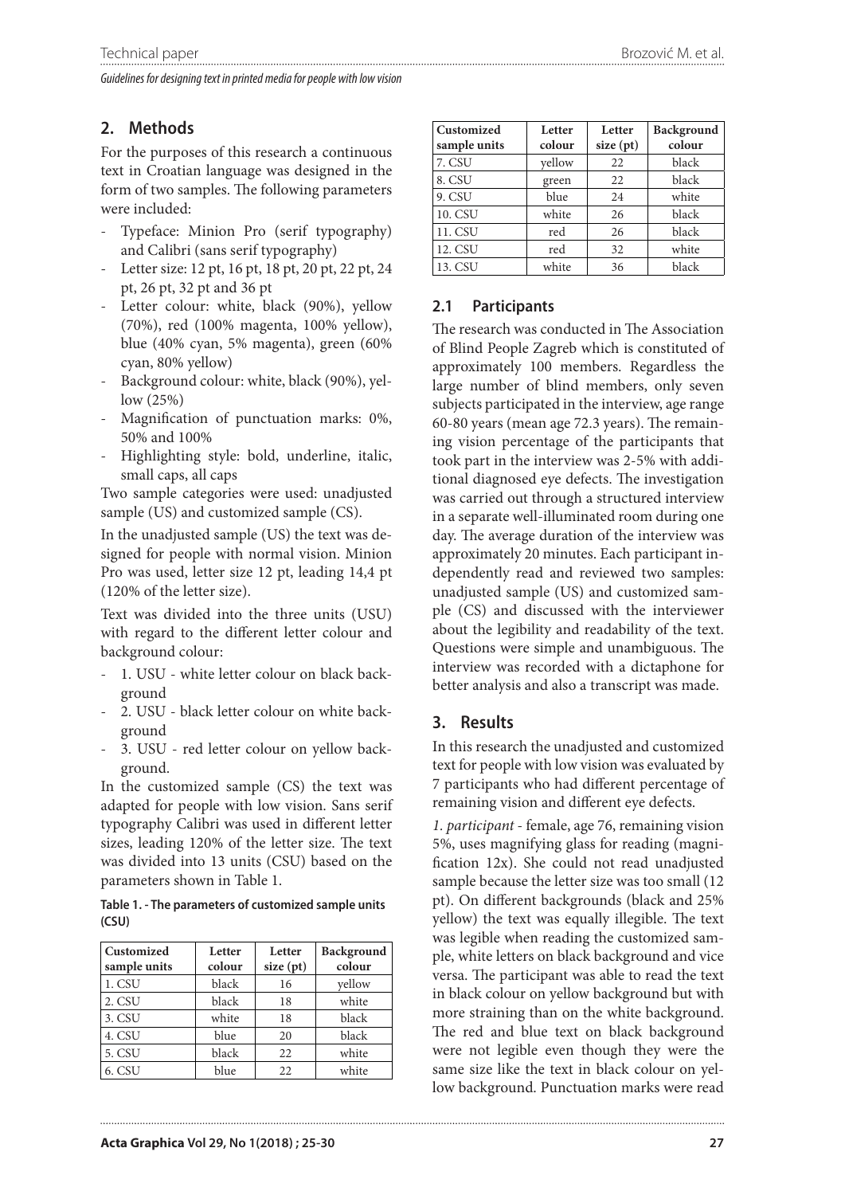## 2. Methods

For the purposes of this research a continuous text in Croatian language was designed in the form of two samples. The following parameters were included:

- Typeface: Minion Pro (serif typography) and Calibri (sans serif typography)
- Letter size: 12 pt, 16 pt, 18 pt, 20 pt, 22 pt, 24 pt, 26 pt, 32 pt and 36 pt
- Letter colour: white, black (90%), yellow (70%), red (100% magenta, 100% yellow), blue (40% cyan, 5% magenta), green (60% cyan, 80% yellow)
- Background colour: white, black (90%), yellow (25%)
- Magnification of punctuation marks: 0%, 50% and 100%
- Highlighting style: bold, underline, italic, small caps, all caps

Two sample categories were used: unadjusted sample (US) and customized sample (CS).

In the unadjusted sample (US) the text was designed for people with normal vision. Minion Pro was used, letter size 12 pt, leading 14,4 pt (120% of the letter size).

Text was divided into the three units (USU) with regard to the different letter colour and background colour:

- 1. USU - white letter colour on black background
- 2. USU - black letter colour on white background
- 3. USU - red letter colour on yellow background.

In the customized sample (CS) the text was adapted for people with low vision. Sans serif typography Calibri was used in different letter sizes, leading 120% of the letter size. The text was divided into 13 units (CSU) based on the parameters shown in Table 1.

**Table 1. - The parameters of customized sample units (CSU)**

| Customized sample units | Letter colour | Letter size (pt) | Background colour |
|---|---|---|---|
| 1. CSU | black | 16 | yellow |
| 2. CSU | black | 18 | white |
| 3. CSU | white | 18 | black |
| 4. CSU | blue | 20 | black |
| 5. CSU | black | 22 | white |
| 6. CSU | blue | 22 | white |
| 7. CSU | yellow | 22 | black |
| 8. CSU | green | 22 | black |
| 9. CSU | blue | 24 | white |
| 10. CSU | white | 26 | black |
| 11. CSU | red | 26 | black |
| 12. CSU | red | 32 | white |
| 13. CSU | white | 36 | black |

### 2.1 Participants

The research was conducted in The Association of Blind People Zagreb which is constituted of approximately 100 members. Regardless the large number of blind members, only seven subjects participated in the interview, age range 60-80 years (mean age 72.3 years). The remaining vision percentage of the participants that took part in the interview was 2-5% with additional diagnosed eye defects. The investigation was carried out through a structured interview in a separate well-illuminated room during one day. The average duration of the interview was approximately 20 minutes. Each participant independently read and reviewed two samples: unadjusted sample (US) and customized sample (CS) and discussed with the interviewer about the legibility and readability of the text. Questions were simple and unambiguous. The interview was recorded with a dictaphone for better analysis and also a transcript was made.

## 3. Results

In this research the unadjusted and customized text for people with low vision was evaluated by 7 participants who had different percentage of remaining vision and different eye defects.

*1. participant* - female, age 76, remaining vision 5%, uses magnifying glass for reading (magnification 12x). She could not read unadjusted sample because the letter size was too small (12 pt). On different backgrounds (black and 25% yellow) the text was equally illegible. The text was legible when reading the customized sample, white letters on black background and vice versa. The participant was able to read the text in black colour on yellow background but with more straining than on the white background. The red and blue text on black background were not legible even though they were the same size like the text in black colour on yellow background. Punctuation marks were read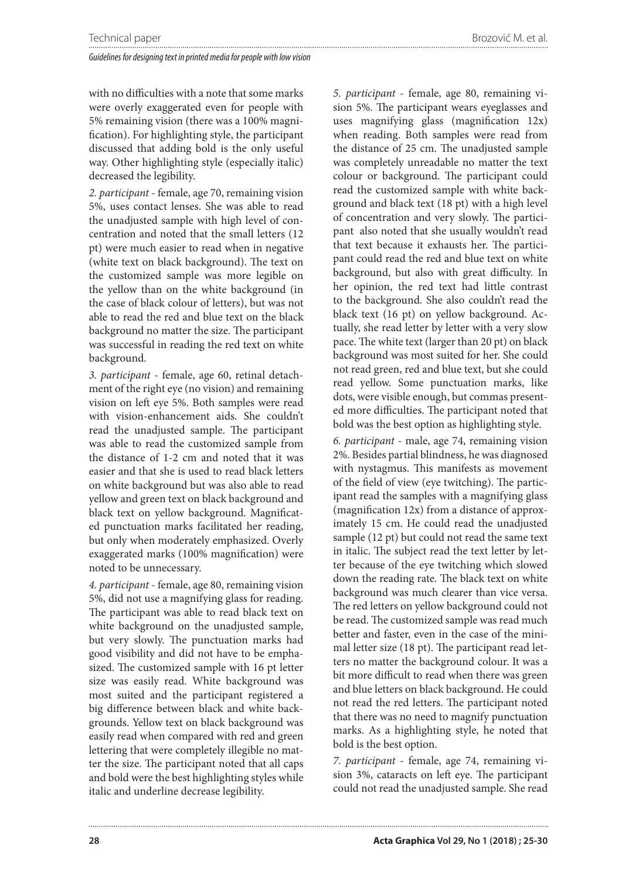with no difficulties with a note that some marks were overly exaggerated even for people with 5% remaining vision (there was a 100% magnification). For highlighting style, the participant discussed that adding bold is the only useful way. Other highlighting style (especially italic) decreased the legibility.

*2. participant* - female, age 70, remaining vision 5%, uses contact lenses. She was able to read the unadjusted sample with high level of concentration and noted that the small letters (12 pt) were much easier to read when in negative (white text on black background). The text on the customized sample was more legible on the yellow than on the white background (in the case of black colour of letters), but was not able to read the red and blue text on the black background no matter the size. The participant was successful in reading the red text on white background.

*3. participant* - female, age 60, retinal detachment of the right eye (no vision) and remaining vision on left eye 5%. Both samples were read with vision-enhancement aids. She couldn't read the unadjusted sample. The participant was able to read the customized sample from the distance of 1-2 cm and noted that it was easier and that she is used to read black letters on white background but was also able to read yellow and green text on black background and black text on yellow background. Magnificated punctuation marks facilitated her reading, but only when moderately emphasized. Overly exaggerated marks (100% magnification) were noted to be unnecessary.

*4. participant* - female, age 80, remaining vision 5%, did not use a magnifying glass for reading. The participant was able to read black text on white background on the unadjusted sample, but very slowly. The punctuation marks had good visibility and did not have to be emphasized. The customized sample with 16 pt letter size was easily read. White background was most suited and the participant registered a big difference between black and white backgrounds. Yellow text on black background was easily read when compared with red and green lettering that were completely illegible no matter the size. The participant noted that all caps and bold were the best highlighting styles while italic and underline decrease legibility.

*5. participant* - female, age 80, remaining vision 5%. The participant wears eyeglasses and uses magnifying glass (magnification 12x) when reading. Both samples were read from the distance of 25 cm. The unadjusted sample was completely unreadable no matter the text colour or background. The participant could read the customized sample with white background and black text (18 pt) with a high level of concentration and very slowly. The participant also noted that she usually wouldn't read that text because it exhausts her. The participant could read the red and blue text on white background, but also with great difficulty. In her opinion, the red text had little contrast to the background. She also couldn't read the black text (16 pt) on yellow background. Actually, she read letter by letter with a very slow pace. The white text (larger than 20 pt) on black background was most suited for her. She could not read green, red and blue text, but she could read yellow. Some punctuation marks, like dots, were visible enough, but commas presented more difficulties. The participant noted that bold was the best option as highlighting style.

*6. participant* - male, age 74, remaining vision 2%. Besides partial blindness, he was diagnosed with nystagmus. This manifests as movement of the field of view (eye twitching). The participant read the samples with a magnifying glass (magnification 12x) from a distance of approximately 15 cm. He could read the unadjusted sample (12 pt) but could not read the same text in italic. The subject read the text letter by letter because of the eye twitching which slowed down the reading rate. The black text on white background was much clearer than vice versa. The red letters on yellow background could not be read. The customized sample was read much better and faster, even in the case of the minimal letter size (18 pt). The participant read letters no matter the background colour. It was a bit more difficult to read when there was green and blue letters on black background. He could not read the red letters. The participant noted that there was no need to magnify punctuation marks. As a highlighting style, he noted that bold is the best option.

*7. participant* - female, age 74, remaining vision 3%, cataracts on left eye. The participant could not read the unadjusted sample. She read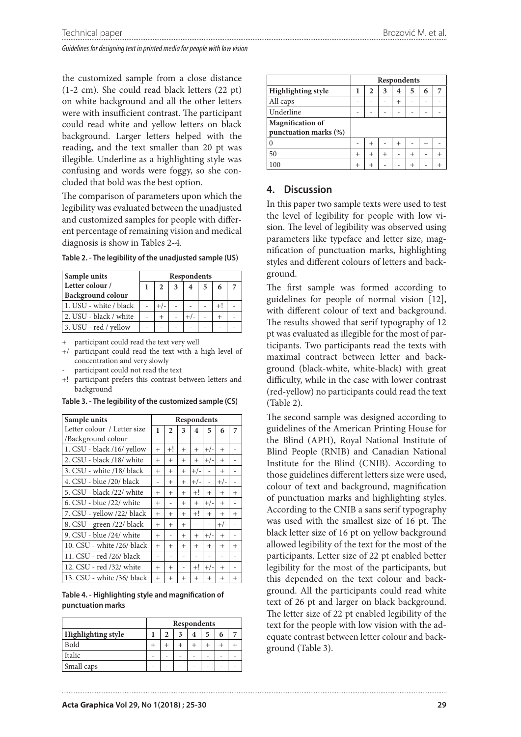the customized sample from a close distance (1-2 cm). She could read black letters (22 pt) on white background and all the other letters were with insufficient contrast. The participant could read white and yellow letters on black background. Larger letters helped with the reading, and the text smaller than 20 pt was illegible. Underline as a highlighting style was confusing and words were foggy, so she concluded that bold was the best option.

The comparison of parameters upon which the legibility was evaluated between the unadjusted and customized samples for people with different percentage of remaining vision and medical diagnosis is show in Tables 2-4.

**Table 2. - The legibility of the unadjusted sample (US)**

| Sample units | Respondents | | | | | | |
|---|---|---|---|---|---|---|---|
| Letter colour / Background colour | 1 | 2 | 3 | 4 | 5 | 6 | 7 |
| 1. USU - white / black | - | +/- | - | - | - | +! | - |
| 2. USU - black / white | - | + | - | +/- | - | + | - |
| 3. USU - red / yellow | - | - | - | - | - | - | - |

\+ participant could read the text very well

+/- participant could read the text with a high level of concentration and very slowly

\- participant could not read the text

+! participant prefers this contrast between letters and background

**Table 3. - The legibility of the customized sample (CS)**

| Sample units | Respondents | | | | | | |
|---|---|---|---|---|---|---|---|
| Letter colour / Letter size /Background colour | 1 | 2 | 3 | 4 | 5 | 6 | 7 |
| 1. CSU - black /16/ yellow | + | +! | + | + | +/- | + | - |
| 2. CSU - black /18/ white | + | + | + | + | +/- | + | - |
| 3. CSU - white /18/ black | + | + | + | +/- | - | + | - |
| 4. CSU - blue /20/ black | - | + | + | +/- | - | +/- | - |
| 5. CSU - black /22/ white | + | + | + | +! | + | + | + |
| 6. CSU - blue /22/ white | + | - | + | + | +/- | + | - |
| 7. CSU - yellow /22/ black | + | + | + | +! | + | + | + |
| 8. CSU - green /22/ black | + | + | + | - | - | +/- | - |
| 9. CSU - blue /24/ white | + | - | + | + | +/- | + | - |
| 10. CSU - white /26/ black | + | + | + | + | + | + | + |
| 11. CSU - red /26/ black | - | - | - | - | - | - | - |
| 12. CSU - red /32/ white | + | + | - | +! | +/- | + | - |
| 13. CSU - white /36/ black | + | + | + | + | + | + | + |

**Table 4. - Highlighting style and magnification of punctuation marks**

| | Respondents | | | | | | |
|---|---|---|---|---|---|---|---|
| **Highlighting style** | 1 | 2 | 3 | 4 | 5 | 6 | 7 |
| Bold | + | + | + | + | + | + | + |
| Italic | - | - | - | - | - | - | - |
| Small caps | - | - | - | - | - | - | - |
| All caps | - | - | - | + | - | - | - |
| Underline | - | - | - | - | - | - | - |
| **Magnification of punctuation marks (%)** | | | | | | | |
| 0 | - | + | - | + | - | + | - |
| 50 | + | + | + | - | + | - | + |
| 100 | + | + | - | - | + | - | + |

## 4. Discussion

In this paper two sample texts were used to test the level of legibility for people with low vision. The level of legibility was observed using parameters like typeface and letter size, magnification of punctuation marks, highlighting styles and different colours of letters and background.

The first sample was formed according to guidelines for people of normal vision [12], with different colour of text and background. The results showed that serif typography of 12 pt was evaluated as illegible for the most of participants. Two participants read the texts with maximal contract between letter and background (black-white, white-black) with great difficulty, while in the case with lower contrast (red-yellow) no participants could read the text (Table 2).

The second sample was designed according to guidelines of the American Printing House for the Blind (APH), Royal National Institute of Blind People (RNIB) and Canadian National Institute for the Blind (CNIB). According to those guidelines different letters size were used, colour of text and background, magnification of punctuation marks and highlighting styles. According to the CNIB a sans serif typography was used with the smallest size of 16 pt. The black letter size of 16 pt on yellow background allowed legibility of the text for the most of the participants. Letter size of 22 pt enabled better legibility for the most of the participants, but this depended on the text colour and background. All the participants could read white text of 26 pt and larger on black background. The letter size of 22 pt enabled legibility of the text for the people with low vision with the adequate contrast between letter colour and background (Table 3).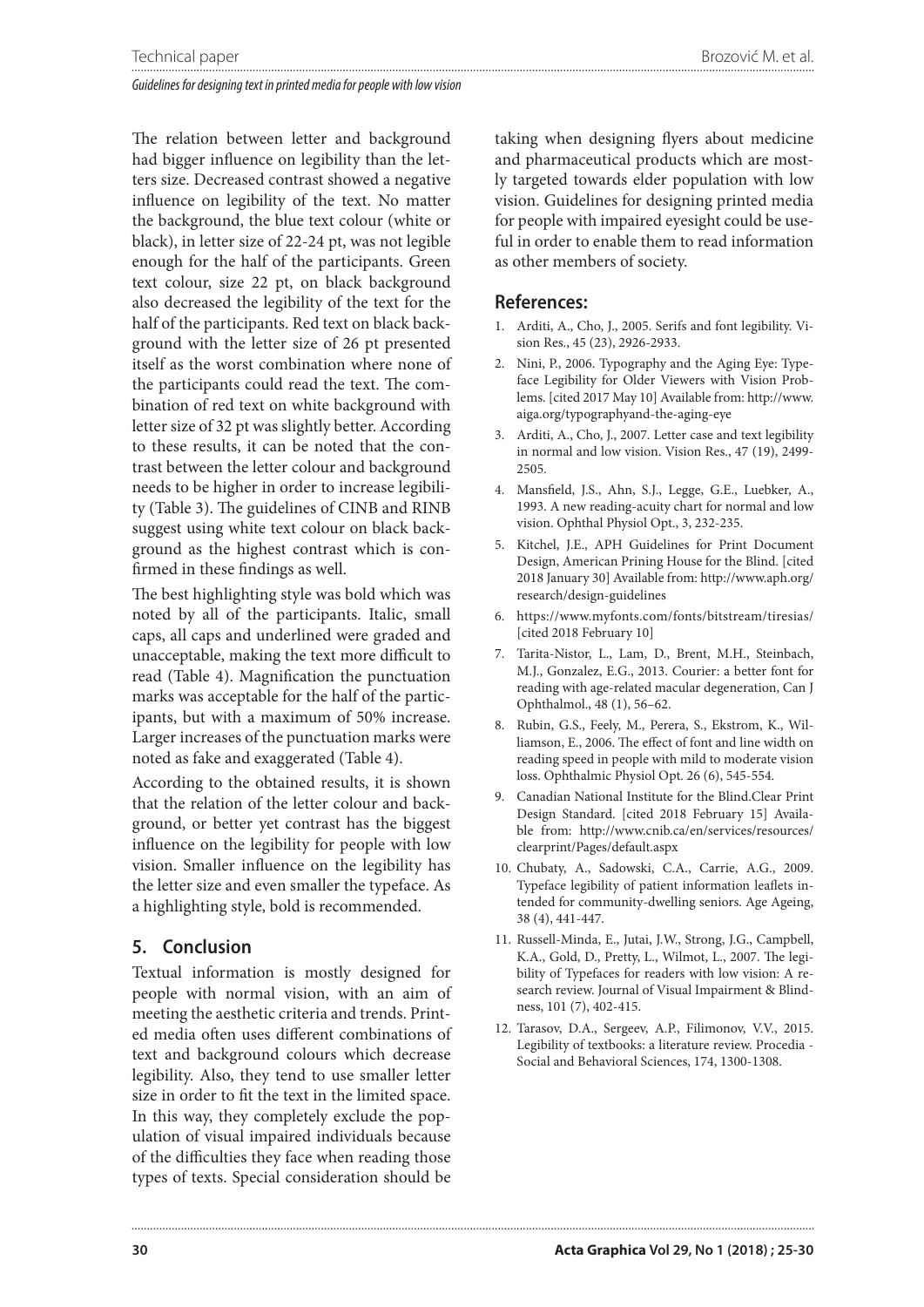The relation between letter and background had bigger influence on legibility than the letters size. Decreased contrast showed a negative influence on legibility of the text. No matter the background, the blue text colour (white or black), in letter size of 22-24 pt, was not legible enough for the half of the participants. Green text colour, size 22 pt, on black background also decreased the legibility of the text for the half of the participants. Red text on black background with the letter size of 26 pt presented itself as the worst combination where none of the participants could read the text. The combination of red text on white background with letter size of 32 pt was slightly better. According to these results, it can be noted that the contrast between the letter colour and background needs to be higher in order to increase legibility (Table 3). The guidelines of CINB and RINB suggest using white text colour on black background as the highest contrast which is confirmed in these findings as well.

The best highlighting style was bold which was noted by all of the participants. Italic, small caps, all caps and underlined were graded and unacceptable, making the text more difficult to read (Table 4). Magnification the punctuation marks was acceptable for the half of the participants, but with a maximum of 50% increase. Larger increases of the punctuation marks were noted as fake and exaggerated (Table 4).

According to the obtained results, it is shown that the relation of the letter colour and background, or better yet contrast has the biggest influence on the legibility for people with low vision. Smaller influence on the legibility has the letter size and even smaller the typeface. As a highlighting style, bold is recommended.

## 5. Conclusion

Textual information is mostly designed for people with normal vision, with an aim of meeting the aesthetic criteria and trends. Printed media often uses different combinations of text and background colours which decrease legibility. Also, they tend to use smaller letter size in order to fit the text in the limited space. In this way, they completely exclude the population of visual impaired individuals because of the difficulties they face when reading those types of texts. Special consideration should be taking when designing flyers about medicine and pharmaceutical products which are mostly targeted towards elder population with low vision. Guidelines for designing printed media for people with impaired eyesight could be useful in order to enable them to read information as other members of society.

## References:

1. Arditi, A., Cho, J., 2005. Serifs and font legibility. Vision Res., 45 (23), 2926-2933.
2. Nini, P., 2006. Typography and the Aging Eye: Typeface Legibility for Older Viewers with Vision Problems. [cited 2017 May 10] Available from: http://www.aiga.org/typographyand-the-aging-eye
3. Arditi, A., Cho, J., 2007. Letter case and text legibility in normal and low vision. Vision Res., 47 (19), 2499-2505.
4. Mansfield, J.S., Ahn, S.J., Legge, G.E., Luebker, A., 1993. A new reading-acuity chart for normal and low vision. Ophthal Physiol Opt., 3, 232-235.
5. Kitchel, J.E., APH Guidelines for Print Document Design, American Prining House for the Blind. [cited 2018 January 30] Available from: http://www.aph.org/research/design-guidelines
6. https://www.myfonts.com/fonts/bitstream/tiresias/ [cited 2018 February 10]
7. Tarita-Nistor, L., Lam, D., Brent, M.H., Steinbach, M.J., Gonzalez, E.G., 2013. Courier: a better font for reading with age-related macular degeneration, Can J Ophthalmol., 48 (1), 56–62.
8. Rubin, G.S., Feely, M., Perera, S., Ekstrom, K., Williamson, E., 2006. The effect of font and line width on reading speed in people with mild to moderate vision loss. Ophthalmic Physiol Opt. 26 (6), 545-554.
9. Canadian National Institute for the Blind.Clear Print Design Standard. [cited 2018 February 15] Available from: http://www.cnib.ca/en/services/resources/clearprint/Pages/default.aspx
10. Chubaty, A., Sadowski, C.A., Carrie, A.G., 2009. Typeface legibility of patient information leaflets intended for community-dwelling seniors. Age Ageing, 38 (4), 441-447.
11. Russell-Minda, E., Jutai, J.W., Strong, J.G., Campbell, K.A., Gold, D., Pretty, L., Wilmot, L., 2007. The legibility of Typefaces for readers with low vision: A research review. Journal of Visual Impairment & Blindness, 101 (7), 402-415.
12. Tarasov, D.A., Sergeev, A.P., Filimonov, V.V., 2015. Legibility of textbooks: a literature review. Procedia - Social and Behavioral Sciences, 174, 1300-1308.